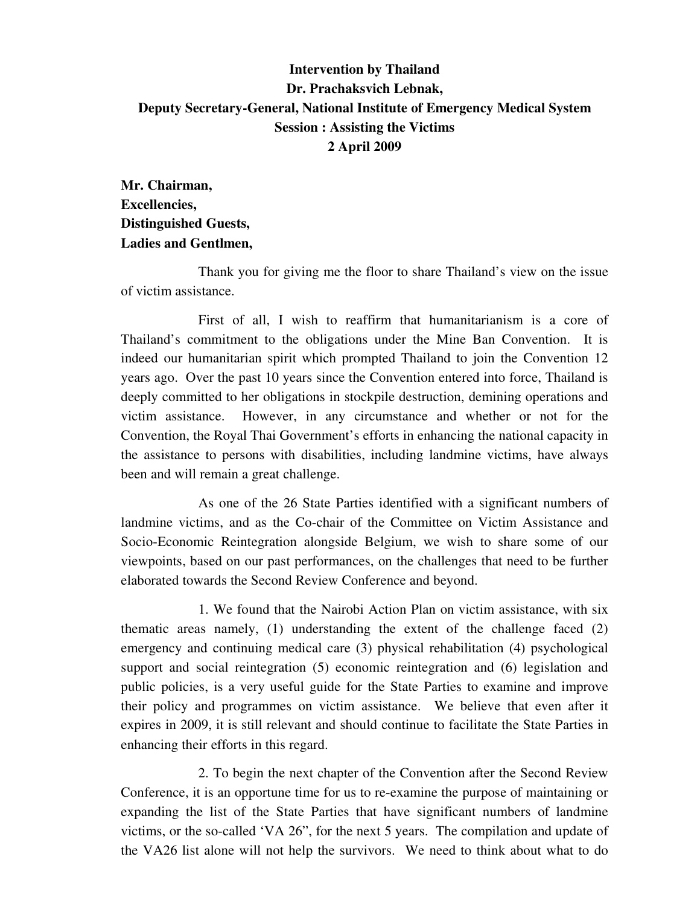**Intervention by Thailand**
**Dr. Prachaksvich Lebnak,**
**Deputy Secretary-General, National Institute of Emergency Medical System**
**Session : Assisting the Victims**
**2 April 2009**

**Mr. Chairman,**
**Excellencies,**
**Distinguished Guests,**
**Ladies and Gentlmen,**

Thank you for giving me the floor to share Thailand's view on the issue of victim assistance.

First of all, I wish to reaffirm that humanitarianism is a core of Thailand's commitment to the obligations under the Mine Ban Convention. It is indeed our humanitarian spirit which prompted Thailand to join the Convention 12 years ago. Over the past 10 years since the Convention entered into force, Thailand is deeply committed to her obligations in stockpile destruction, demining operations and victim assistance. However, in any circumstance and whether or not for the Convention, the Royal Thai Government's efforts in enhancing the national capacity in the assistance to persons with disabilities, including landmine victims, have always been and will remain a great challenge.

As one of the 26 State Parties identified with a significant numbers of landmine victims, and as the Co-chair of the Committee on Victim Assistance and Socio-Economic Reintegration alongside Belgium, we wish to share some of our viewpoints, based on our past performances, on the challenges that need to be further elaborated towards the Second Review Conference and beyond.

1. We found that the Nairobi Action Plan on victim assistance, with six thematic areas namely, (1) understanding the extent of the challenge faced (2) emergency and continuing medical care (3) physical rehabilitation (4) psychological support and social reintegration (5) economic reintegration and (6) legislation and public policies, is a very useful guide for the State Parties to examine and improve their policy and programmes on victim assistance. We believe that even after it expires in 2009, it is still relevant and should continue to facilitate the State Parties in enhancing their efforts in this regard.

2. To begin the next chapter of the Convention after the Second Review Conference, it is an opportune time for us to re-examine the purpose of maintaining or expanding the list of the State Parties that have significant numbers of landmine victims, or the so-called 'VA 26", for the next 5 years. The compilation and update of the VA26 list alone will not help the survivors. We need to think about what to do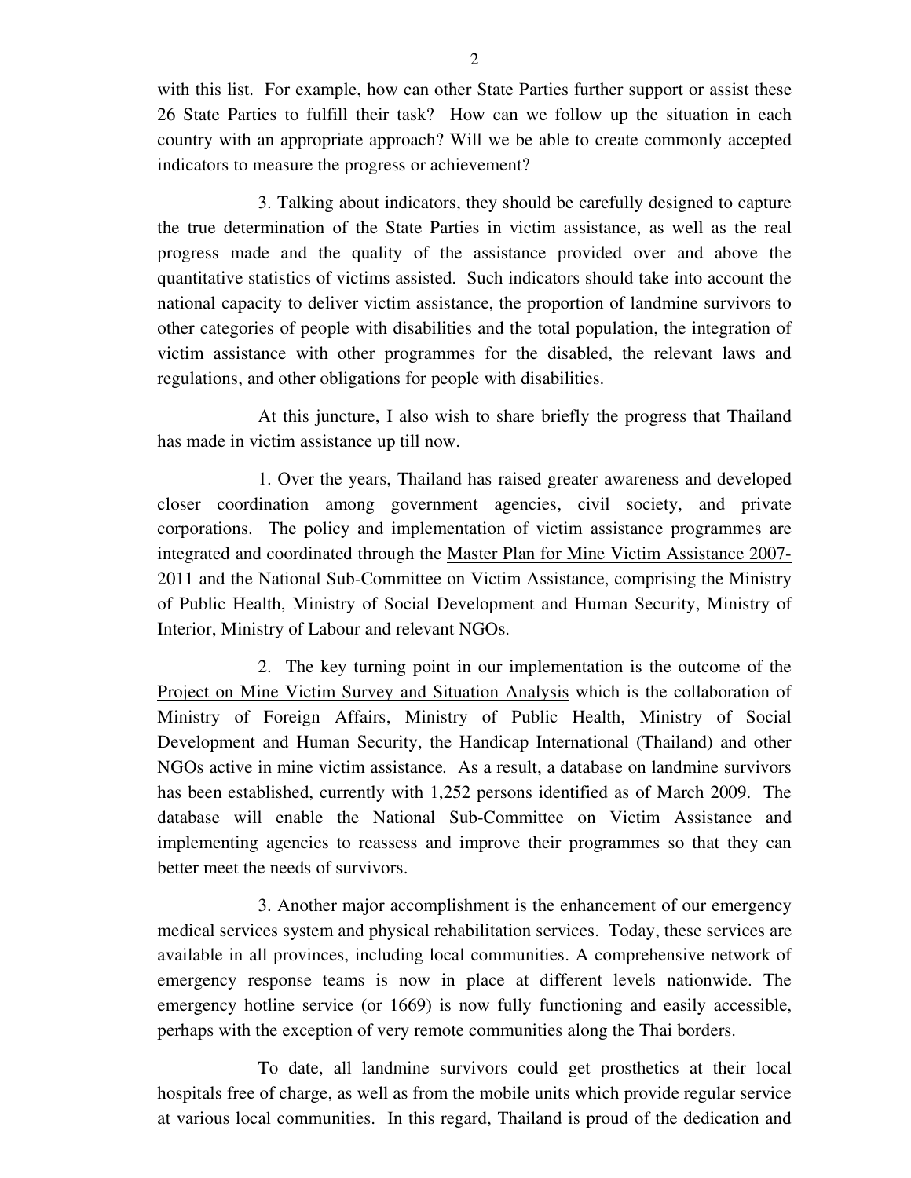with this list. For example, how can other State Parties further support or assist these 26 State Parties to fulfill their task? How can we follow up the situation in each country with an appropriate approach? Will we be able to create commonly accepted indicators to measure the progress or achievement?

3. Talking about indicators, they should be carefully designed to capture the true determination of the State Parties in victim assistance, as well as the real progress made and the quality of the assistance provided over and above the quantitative statistics of victims assisted. Such indicators should take into account the national capacity to deliver victim assistance, the proportion of landmine survivors to other categories of people with disabilities and the total population, the integration of victim assistance with other programmes for the disabled, the relevant laws and regulations, and other obligations for people with disabilities.

At this juncture, I also wish to share briefly the progress that Thailand has made in victim assistance up till now.

1. Over the years, Thailand has raised greater awareness and developed closer coordination among government agencies, civil society, and private corporations. The policy and implementation of victim assistance programmes are integrated and coordinated through the Master Plan for Mine Victim Assistance 2007-2011 and the National Sub-Committee on Victim Assistance, comprising the Ministry of Public Health, Ministry of Social Development and Human Security, Ministry of Interior, Ministry of Labour and relevant NGOs.

2. The key turning point in our implementation is the outcome of the Project on Mine Victim Survey and Situation Analysis which is the collaboration of Ministry of Foreign Affairs, Ministry of Public Health, Ministry of Social Development and Human Security, the Handicap International (Thailand) and other NGOs active in mine victim assistance. As a result, a database on landmine survivors has been established, currently with 1,252 persons identified as of March 2009. The database will enable the National Sub-Committee on Victim Assistance and implementing agencies to reassess and improve their programmes so that they can better meet the needs of survivors.

3. Another major accomplishment is the enhancement of our emergency medical services system and physical rehabilitation services. Today, these services are available in all provinces, including local communities. A comprehensive network of emergency response teams is now in place at different levels nationwide. The emergency hotline service (or 1669) is now fully functioning and easily accessible, perhaps with the exception of very remote communities along the Thai borders.

To date, all landmine survivors could get prosthetics at their local hospitals free of charge, as well as from the mobile units which provide regular service at various local communities. In this regard, Thailand is proud of the dedication and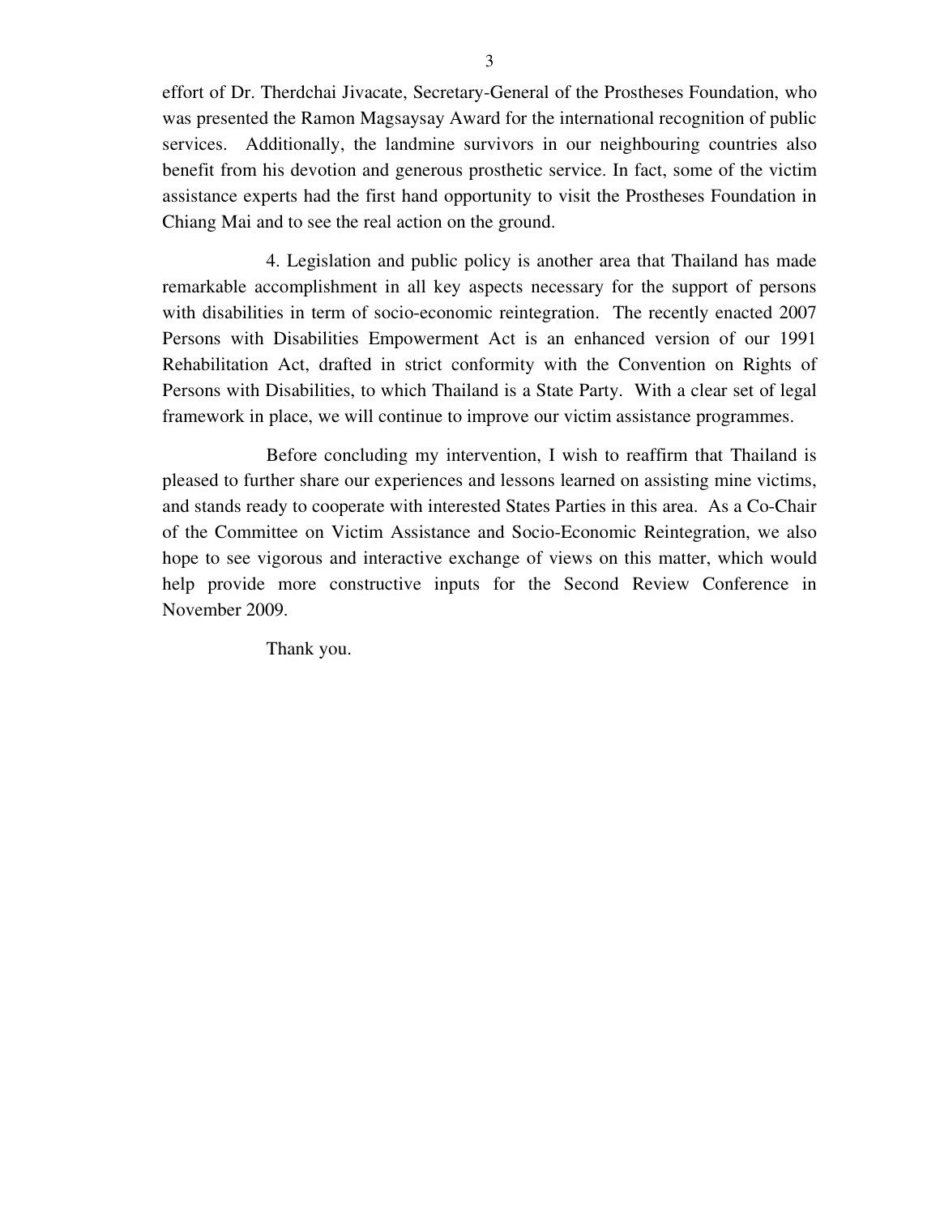effort of Dr. Therdchai Jivacate, Secretary-General of the Prostheses Foundation, who was presented the Ramon Magsaysay Award for the international recognition of public services. Additionally, the landmine survivors in our neighbouring countries also benefit from his devotion and generous prosthetic service. In fact, some of the victim assistance experts had the first hand opportunity to visit the Prostheses Foundation in Chiang Mai and to see the real action on the ground.

4. Legislation and public policy is another area that Thailand has made remarkable accomplishment in all key aspects necessary for the support of persons with disabilities in term of socio-economic reintegration. The recently enacted 2007 Persons with Disabilities Empowerment Act is an enhanced version of our 1991 Rehabilitation Act, drafted in strict conformity with the Convention on Rights of Persons with Disabilities, to which Thailand is a State Party. With a clear set of legal framework in place, we will continue to improve our victim assistance programmes.

Before concluding my intervention, I wish to reaffirm that Thailand is pleased to further share our experiences and lessons learned on assisting mine victims, and stands ready to cooperate with interested States Parties in this area. As a Co-Chair of the Committee on Victim Assistance and Socio-Economic Reintegration, we also hope to see vigorous and interactive exchange of views on this matter, which would help provide more constructive inputs for the Second Review Conference in November 2009.

Thank you.